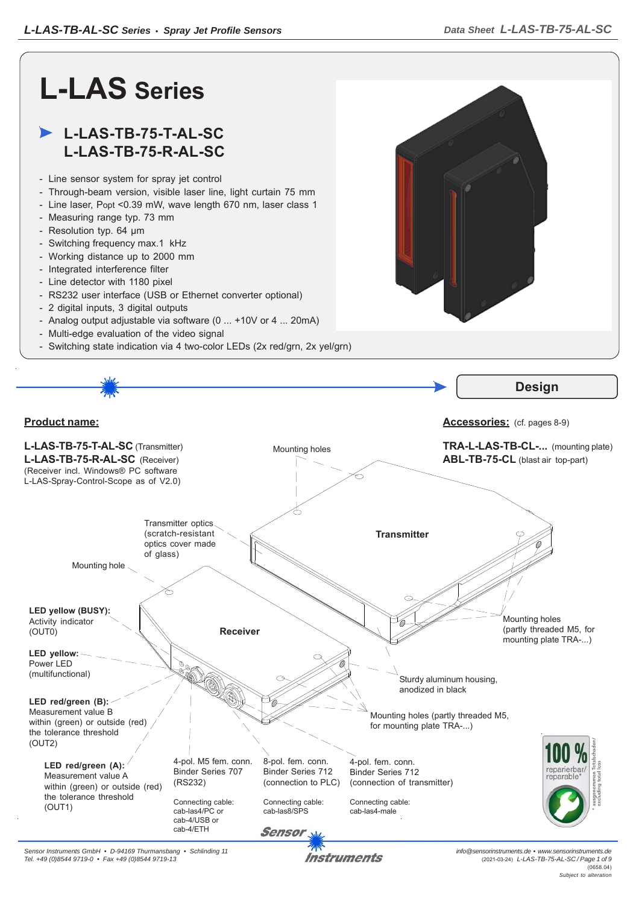# L-LAS Series

## L-LAS-TB-75-T-AL-SC
## L-LAS-TB-75-R-AL-SC

- Line sensor system for spray jet control
- Through-beam version, visible laser line, light curtain 75 mm
- Line laser, Popt <0.39 mW, wave length 670 nm, laser class 1
- Measuring range typ. 73 mm
- Resolution typ. 64 µm
- Switching frequency max.1 kHz
- Working distance up to 2000 mm
- Integrated interference filter
- Line detector with 1180 pixel
- RS232 user interface (USB or Ethernet converter optional)
- 2 digital inputs, 3 digital outputs
- Analog output adjustable via software (0 ... +10V or 4 ... 20mA)
- Multi-edge evaluation of the video signal
- Switching state indication via 4 two-color LEDs (2x red/grn, 2x yel/grn)

## Design

**Product name:**

**L-LAS-TB-75-T-AL-SC** (Transmitter)
**L-LAS-TB-75-R-AL-SC** (Receiver)
(Receiver incl. Windows® PC software L-LAS-Spray-Control-Scope as of V2.0)

**Accessories:** (cf. pages 8-9)

**TRA-L-LAS-TB-CL-...** (mounting plate)
**ABL-TB-75-CL** (blast air top-part)

Mounting holes

Transmitter optics (scratch-resistant optics cover made of glass)

Transmitter

Mounting hole

**LED yellow (BUSY):** Activity indicator (OUT0)

Receiver

**LED yellow:** Power LED (multifunctional)

**LED red/green (B):** Measurement value B within (green) or outside (red) the tolerance threshold (OUT2)

**LED red/green (A):** Measurement value A within (green) or outside (red) the tolerance threshold (OUT1)

Mounting holes (partly threaded M5, for mounting plate TRA-...)

Sturdy aluminum housing, anodized in black

Mounting holes (partly threaded M5, for mounting plate TRA-...)

4-pol. M5 fem. conn. Binder Series 707 (RS232)
Connecting cable: cab-las4/PC or cab-4/USB or cab-4/ETH

8-pol. fem. conn. Binder Series 712 (connection to PLC)
Connecting cable: cab-las8/SPS

4-pol. fem. conn. Binder Series 712 (connection of transmitter)
Connecting cable: cab-las4-male

100 % reparierbar/ reparable* (* ausgenommen Totalschaden/ excluding total loss)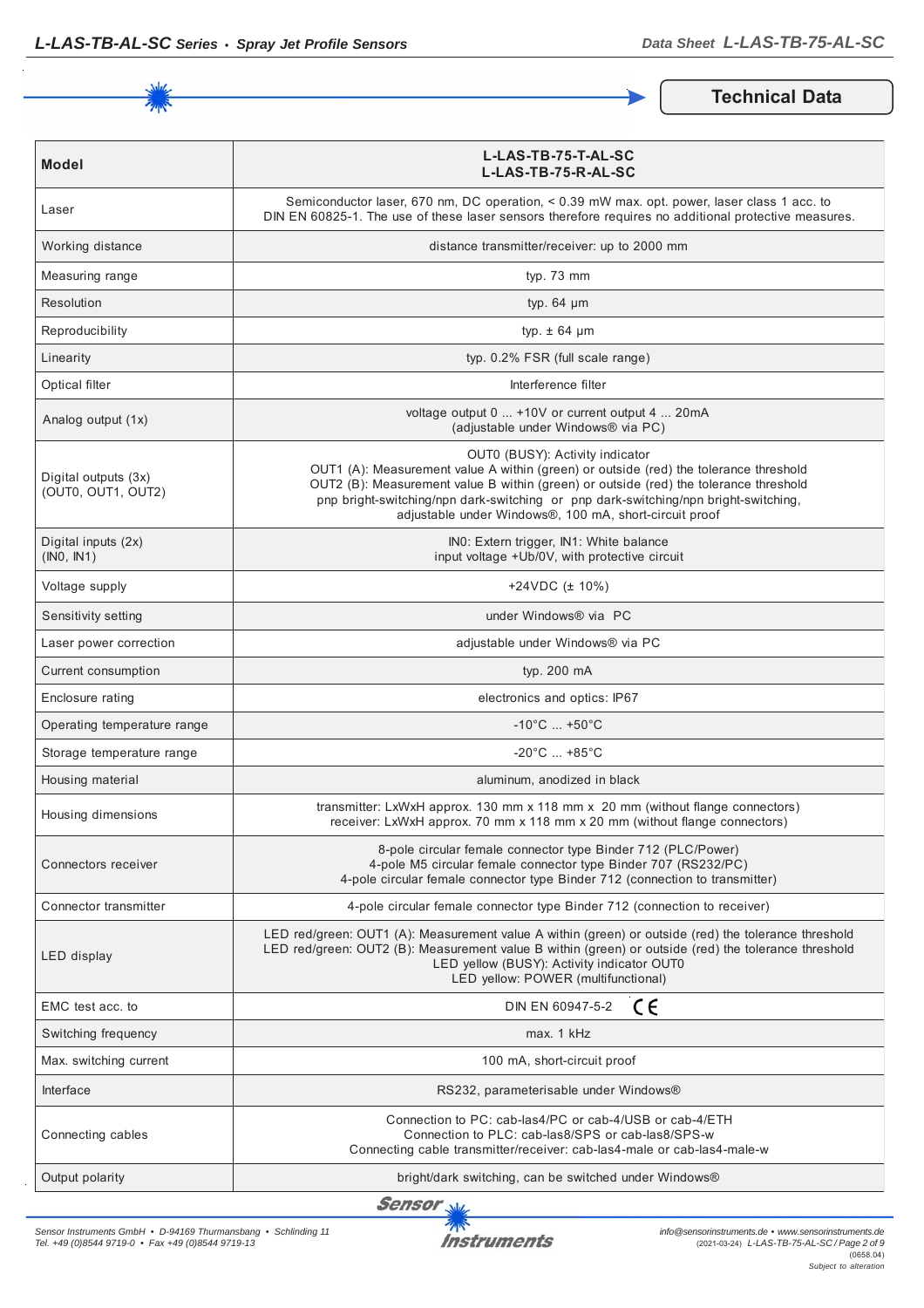## Technical Data

| Model | L-LAS-TB-75-T-AL-SC<br>L-LAS-TB-75-R-AL-SC |
|---|---|
| Laser | Semiconductor laser, 670 nm, DC operation, < 0.39 mW max. opt. power, laser class 1 acc. to DIN EN 60825-1. The use of these laser sensors therefore requires no additional protective measures. |
| Working distance | distance transmitter/receiver: up to 2000 mm |
| Measuring range | typ. 73 mm |
| Resolution | typ. 64 µm |
| Reproducibility | typ. ± 64 µm |
| Linearity | typ. 0.2% FSR (full scale range) |
| Optical filter | Interference filter |
| Analog output (1x) | voltage output 0 ... +10V or current output 4 ... 20mA<br>(adjustable under Windows® via PC) |
| Digital outputs (3x)<br>(OUT0, OUT1, OUT2) | OUT0 (BUSY): Activity indicator<br>OUT1 (A): Measurement value A within (green) or outside (red) the tolerance threshold<br>OUT2 (B): Measurement value B within (green) or outside (red) the tolerance threshold<br>pnp bright-switching/npn dark-switching or pnp dark-switching/npn bright-switching,<br>adjustable under Windows®, 100 mA, short-circuit proof |
| Digital inputs (2x)<br>(IN0, IN1) | IN0: Extern trigger, IN1: White balance<br>input voltage +Ub/0V, with protective circuit |
| Voltage supply | +24VDC (± 10%) |
| Sensitivity setting | under Windows® via PC |
| Laser power correction | adjustable under Windows® via PC |
| Current consumption | typ. 200 mA |
| Enclosure rating | electronics and optics: IP67 |
| Operating temperature range | -10°C ... +50°C |
| Storage temperature range | -20°C ... +85°C |
| Housing material | aluminum, anodized in black |
| Housing dimensions | transmitter: LxWxH approx. 130 mm x 118 mm x 20 mm (without flange connectors)<br>receiver: LxWxH approx. 70 mm x 118 mm x 20 mm (without flange connectors) |
| Connectors receiver | 8-pole circular female connector type Binder 712 (PLC/Power)<br>4-pole M5 circular female connector type Binder 707 (RS232/PC)<br>4-pole circular female connector type Binder 712 (connection to transmitter) |
| Connector transmitter | 4-pole circular female connector type Binder 712 (connection to receiver) |
| LED display | LED red/green: OUT1 (A): Measurement value A within (green) or outside (red) the tolerance threshold<br>LED red/green: OUT2 (B): Measurement value B within (green) or outside (red) the tolerance threshold<br>LED yellow (BUSY): Activity indicator OUT0<br>LED yellow: POWER (multifunctional) |
| EMC test acc. to | DIN EN 60947-5-2 CE |
| Switching frequency | max. 1 kHz |
| Max. switching current | 100 mA, short-circuit proof |
| Interface | RS232, parameterisable under Windows® |
| Connecting cables | Connection to PC: cab-las4/PC or cab-4/USB or cab-4/ETH<br>Connection to PLC: cab-las8/SPS or cab-las8/SPS-w<br>Connecting cable transmitter/receiver: cab-las4-male or cab-las4-male-w |
| Output polarity | bright/dark switching, can be switched under Windows® |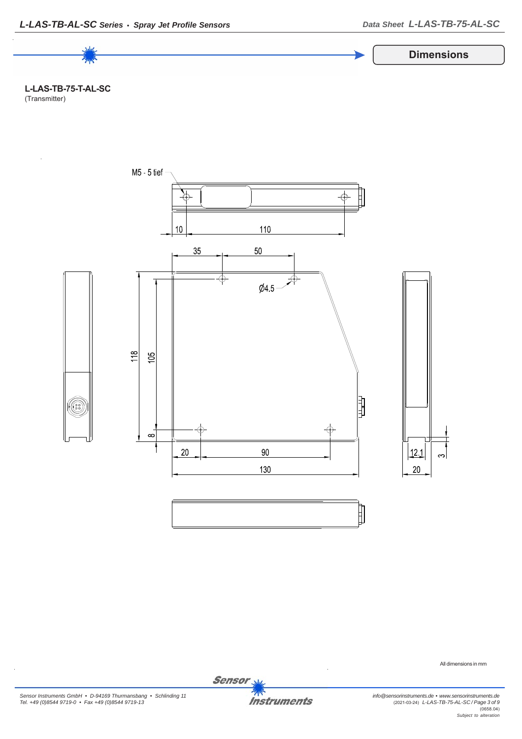## Dimensions

**L-LAS-TB-75-T-AL-SC**
(Transmitter)

M5 - 5 tief

10  110

35  50

Ø4.5

118  105

8

20  90

130

12.1  3

20

All dimensions in mm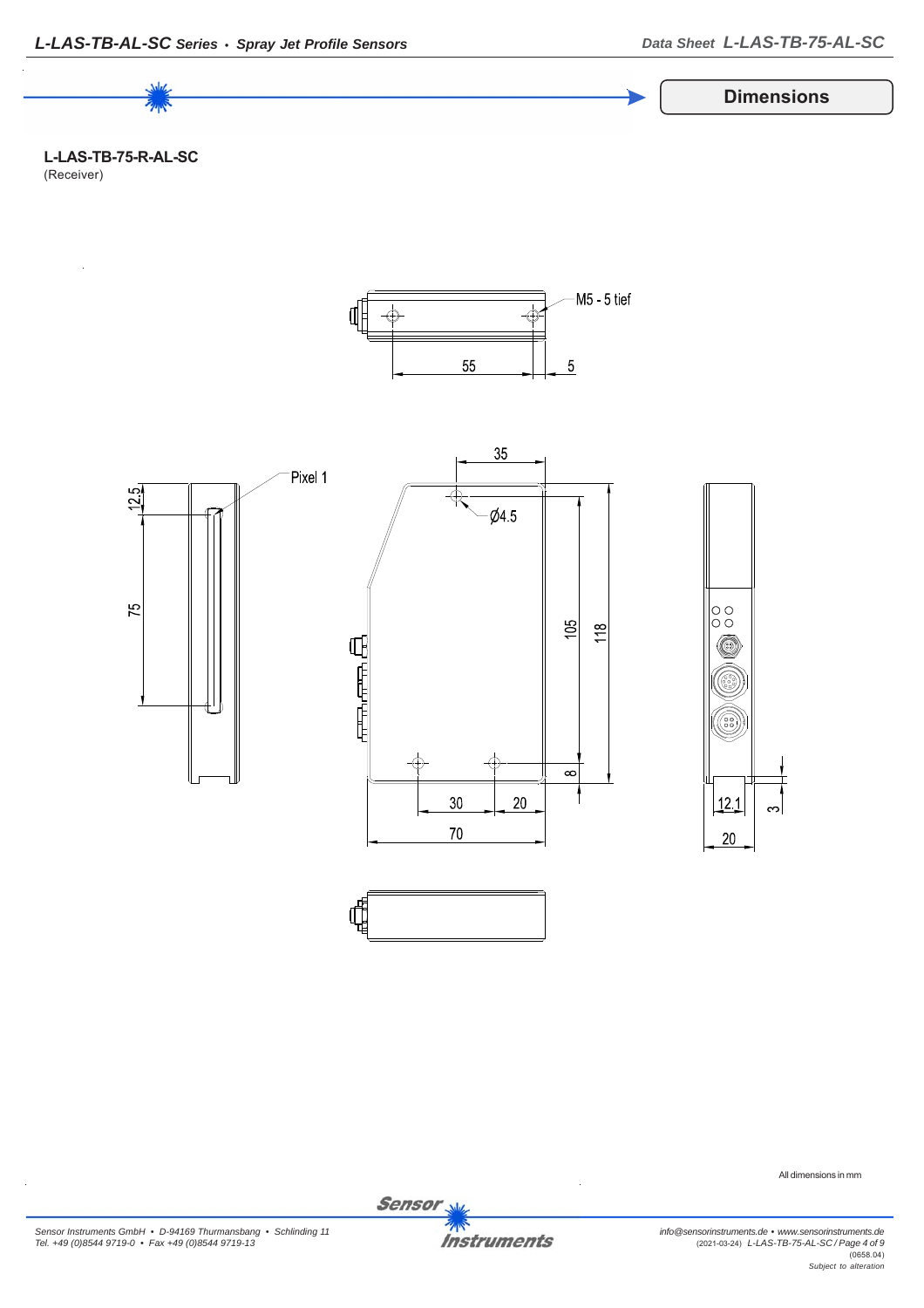## Dimensions

**L-LAS-TB-75-R-AL-SC**
(Receiver)

M5 - 5 tief

55

5

35

Pixel 1

12.5

Ø4.5

75

105

118

8

30

20

70

12.1

3

20

All dimensions in mm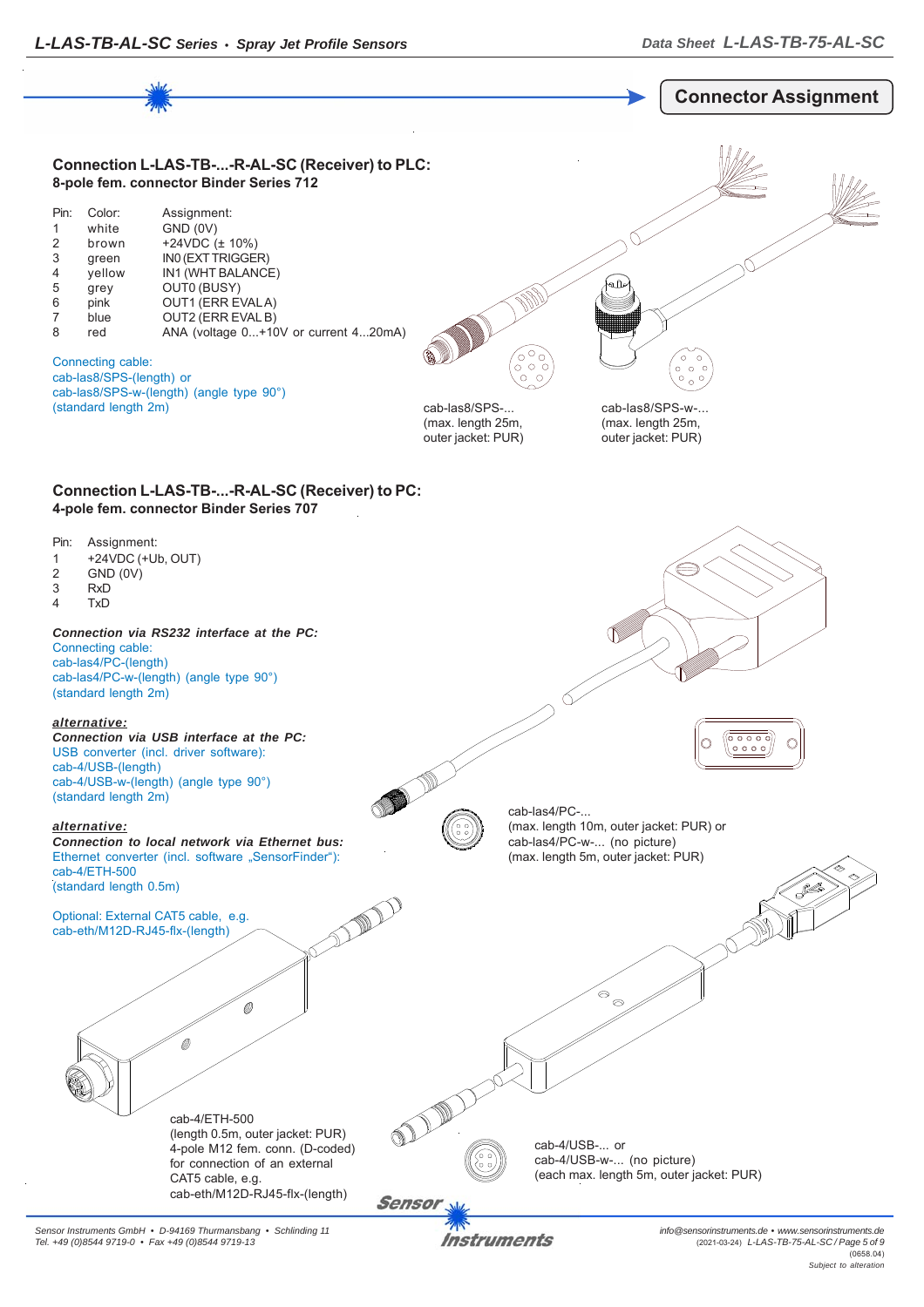## Connector Assignment

### Connection L-LAS-TB-...-R-AL-SC (Receiver) to PLC:

**8-pole fem. connector Binder Series 712**

| Pin: | Color: | Assignment: |
|---|---|---|
| 1 | white | GND (0V) |
| 2 | brown | +24VDC (± 10%) |
| 3 | green | IN0 (EXT TRIGGER) |
| 4 | yellow | IN1 (WHT BALANCE) |
| 5 | grey | OUT0 (BUSY) |
| 6 | pink | OUT1 (ERR EVAL A) |
| 7 | blue | OUT2 (ERR EVAL B) |
| 8 | red | ANA (voltage 0...+10V or current 4...20mA) |

Connecting cable:
cab-las8/SPS-(length) or
cab-las8/SPS-w-(length) (angle type 90°)
(standard length 2m)

cab-las8/SPS-...
(max. length 25m,
outer jacket: PUR)

cab-las8/SPS-w-...
(max. length 25m,
outer jacket: PUR)

### Connection L-LAS-TB-...-R-AL-SC (Receiver) to PC:

**4-pole fem. connector Binder Series 707**

| Pin: | Assignment: |
|---|---|
| 1 | +24VDC (+Ub, OUT) |
| 2 | GND (0V) |
| 3 | RxD |
| 4 | TxD |

***Connection via RS232 interface at the PC:***
Connecting cable:
cab-las4/PC-(length)
cab-las4/PC-w-(length) (angle type 90°)
(standard length 2m)

***alternative:***
***Connection via USB interface at the PC:***
USB converter (incl. driver software):
cab-4/USB-(length)
cab-4/USB-w-(length) (angle type 90°)
(standard length 2m)

***alternative:***
***Connection to local network via Ethernet bus:***
Ethernet converter (incl. software „SensorFinder"):
cab-4/ETH-500
(standard length 0.5m)

Optional: External CAT5 cable, e.g.
cab-eth/M12D-RJ45-flx-(length)

cab-las4/PC-...
(max. length 10m, outer jacket: PUR) or
cab-las4/PC-w-... (no picture)
(max. length 5m, outer jacket: PUR)

cab-4/ETH-500
(length 0.5m, outer jacket: PUR)
4-pole M12 fem. conn. (D-coded)
for connection of an external
CAT5 cable, e.g.
cab-eth/M12D-RJ45-flx-(length)

cab-4/USB-... or
cab-4/USB-w-... (no picture)
(each max. length 5m, outer jacket: PUR)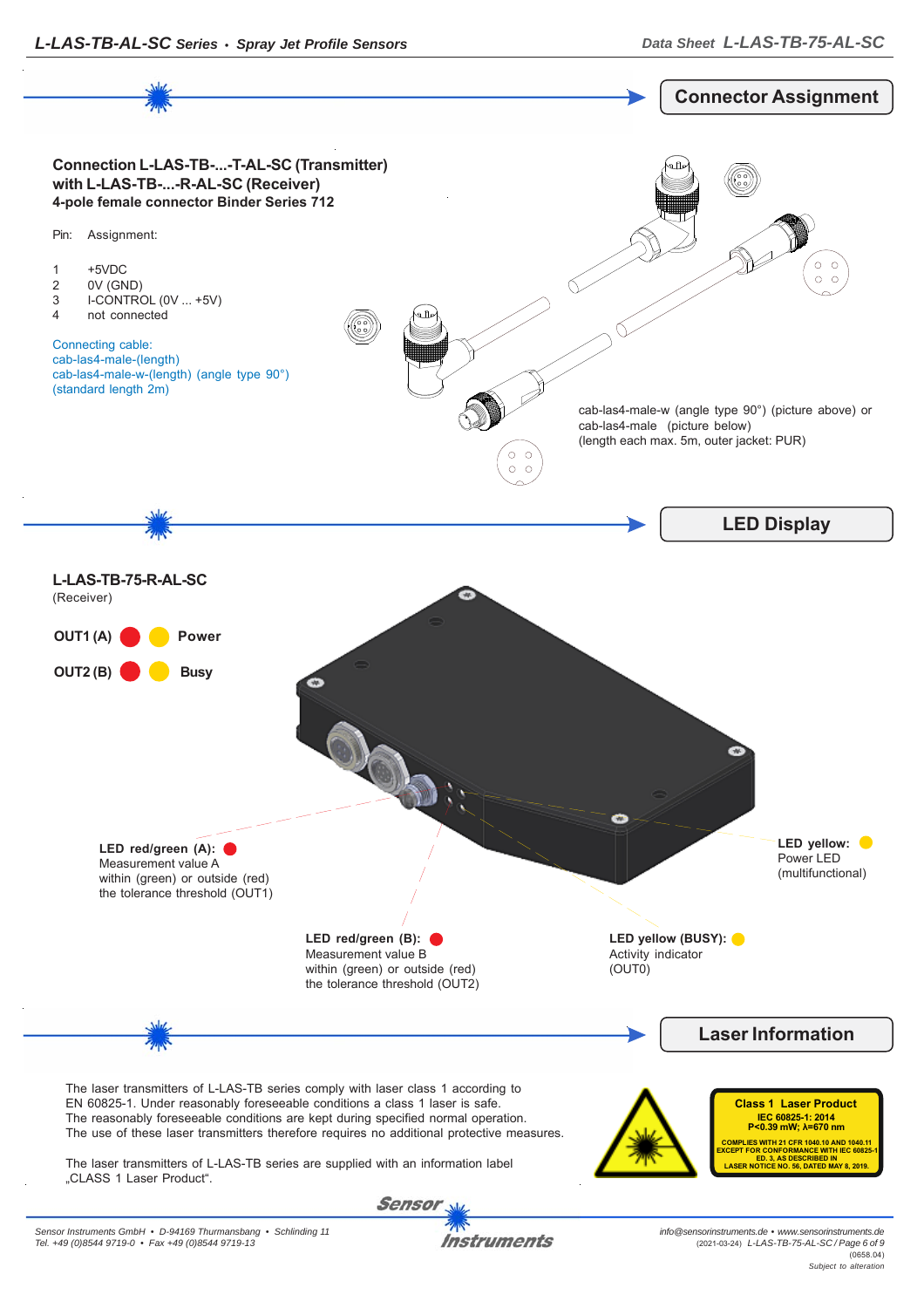## Connector Assignment

**Connection L-LAS-TB-...-T-AL-SC (Transmitter) with L-LAS-TB-...-R-AL-SC (Receiver)**
**4-pole female connector Binder Series 712**

| Pin: | Assignment: |
|---|---|
| 1 | +5VDC |
| 2 | 0V (GND) |
| 3 | I-CONTROL (0V ... +5V) |
| 4 | not connected |

Connecting cable:
cab-las4-male-(length)
cab-las4-male-w-(length) (angle type 90°)
(standard length 2m)

cab-las4-male-w (angle type 90°) (picture above) or cab-las4-male (picture below)
(length each max. 5m, outer jacket: PUR)

## LED Display

**L-LAS-TB-75-R-AL-SC**
(Receiver)

**OUT1 (A)** **Power**

**OUT2 (B)** **Busy**

**LED red/green (A):**
Measurement value A within (green) or outside (red) the tolerance threshold (OUT1)

**LED red/green (B):**
Measurement value B within (green) or outside (red) the tolerance threshold (OUT2)

**LED yellow:**
Power LED (multifunctional)

**LED yellow (BUSY):**
Activity indicator (OUT0)

## Laser Information

The laser transmitters of L-LAS-TB series comply with laser class 1 according to EN 60825-1. Under reasonably foreseeable conditions a class 1 laser is safe. The reasonably foreseeable conditions are kept during specified normal operation. The use of these laser transmitters therefore requires no additional protective measures.

The laser transmitters of L-LAS-TB series are supplied with an information label „CLASS 1 Laser Product“.

**Class 1 Laser Product**
**IEC 60825-1: 2014**
**P<0.39 mW; λ=670 nm**
**COMPLIES WITH 21 CFR 1040.10 AND 1040.11 EXCEPT FOR CONFORMANCE WITH IEC 60825-1 ED. 3, AS DESCRIBED IN LASER NOTICE NO. 56, DATED MAY 8, 2019.**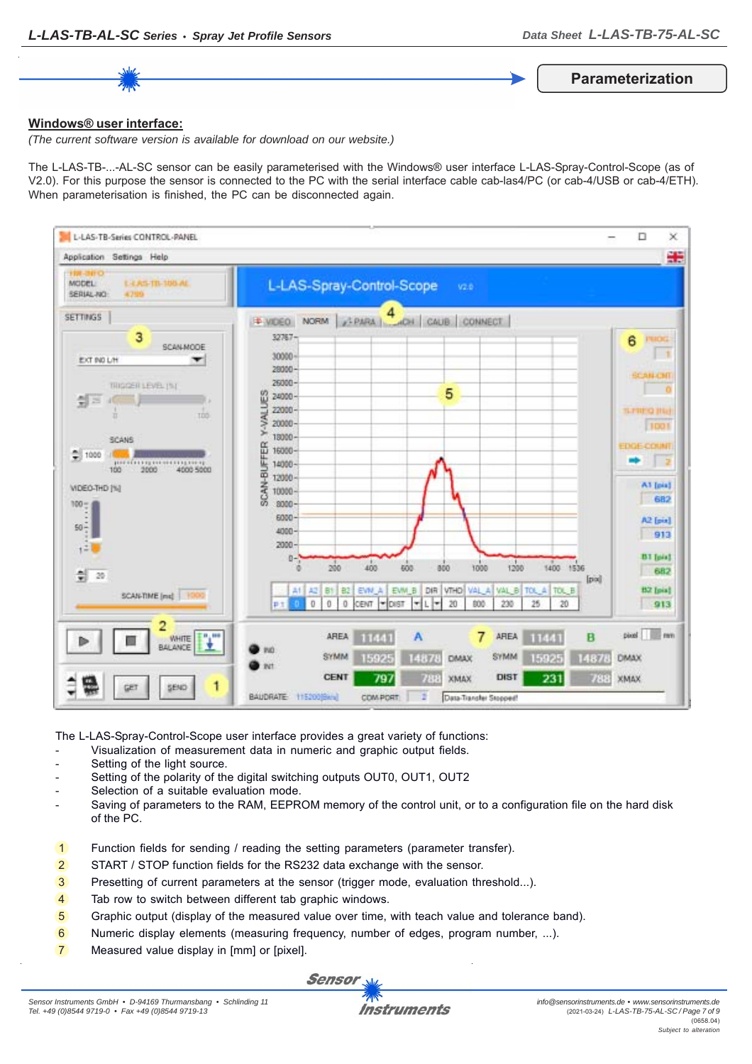## Parameterization

**Windows® user interface:**

*(The current software version is available for download on our website.)*

The L-LAS-TB-...-AL-SC sensor can be easily parameterised with the Windows® user interface L-LAS-Spray-Control-Scope (as of V2.0). For this purpose the sensor is connected to the PC with the serial interface cable cab-las4/PC (or cab-4/USB or cab-4/ETH). When parameterisation is finished, the PC can be disconnected again.

The L-LAS-Spray-Control-Scope user interface provides a great variety of functions:

- Visualization of measurement data in numeric and graphic output fields.
- Setting of the light source.
- Setting of the polarity of the digital switching outputs OUT0, OUT1, OUT2
- Selection of a suitable evaluation mode.
- Saving of parameters to the RAM, EEPROM memory of the control unit, or to a configuration file on the hard disk of the PC.

1. Function fields for sending / reading the setting parameters (parameter transfer).
2. START / STOP function fields for the RS232 data exchange with the sensor.
3. Presetting of current parameters at the sensor (trigger mode, evaluation threshold...).
4. Tab row to switch between different tab graphic windows.
5. Graphic output (display of the measured value over time, with teach value and tolerance band).
6. Numeric display elements (measuring frequency, number of edges, program number, ...).
7. Measured value display in [mm] or [pixel].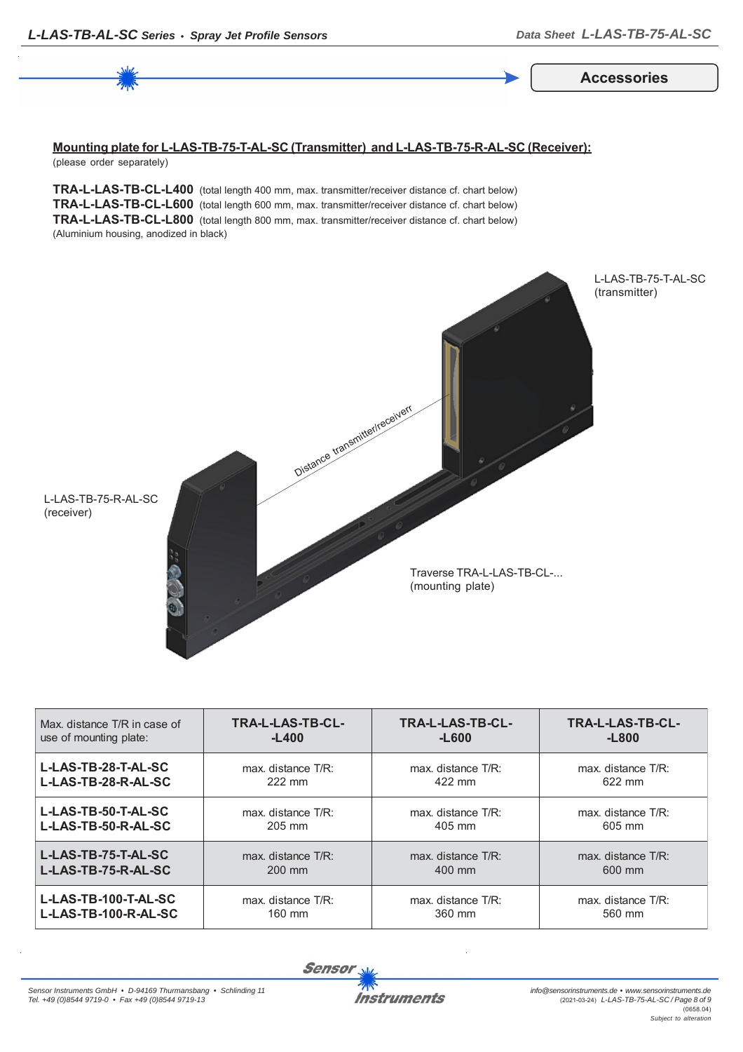## Accessories

**Mounting plate for L-LAS-TB-75-T-AL-SC (Transmitter) and L-LAS-TB-75-R-AL-SC (Receiver):**
(please order separately)

**TRA-L-LAS-TB-CL-L400** (total length 400 mm, max. transmitter/receiver distance cf. chart below)
**TRA-L-LAS-TB-CL-L600** (total length 600 mm, max. transmitter/receiver distance cf. chart below)
**TRA-L-LAS-TB-CL-L800** (total length 800 mm, max. transmitter/receiver distance cf. chart below)
(Aluminium housing, anodized in black)

L-LAS-TB-75-T-AL-SC (transmitter)

Distance transmitter/receiverr

L-LAS-TB-75-R-AL-SC (receiver)

Traverse TRA-L-LAS-TB-CL-... (mounting plate)

| Max. distance T/R in case of use of mounting plate: | TRA-L-LAS-TB-CL-L400 | TRA-L-LAS-TB-CL-L600 | TRA-L-LAS-TB-CL-L800 |
|---|---|---|---|
| **L-LAS-TB-28-T-AL-SC L-LAS-TB-28-R-AL-SC** | max. distance T/R: 222 mm | max. distance T/R: 422 mm | max. distance T/R: 622 mm |
| **L-LAS-TB-50-T-AL-SC L-LAS-TB-50-R-AL-SC** | max. distance T/R: 205 mm | max. distance T/R: 405 mm | max. distance T/R: 605 mm |
| **L-LAS-TB-75-T-AL-SC L-LAS-TB-75-R-AL-SC** | max. distance T/R: 200 mm | max. distance T/R: 400 mm | max. distance T/R: 600 mm |
| **L-LAS-TB-100-T-AL-SC L-LAS-TB-100-R-AL-SC** | max. distance T/R: 160 mm | max. distance T/R: 360 mm | max. distance T/R: 560 mm |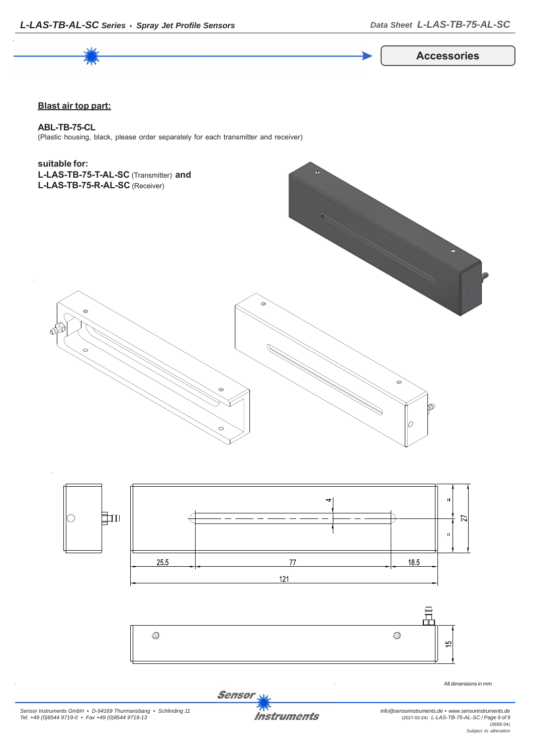## Accessories

**Blast air top part:**

**ABL-TB-75-CL**
(Plastic housing, black, please order separately for each transmitter and receiver)

**suitable for:**
**L-LAS-TB-75-T-AL-SC** (Transmitter) **and**
**L-LAS-TB-75-R-AL-SC** (Receiver)

4
=
27
=
25.5
77
18.5
121

15

All dimensions in mm